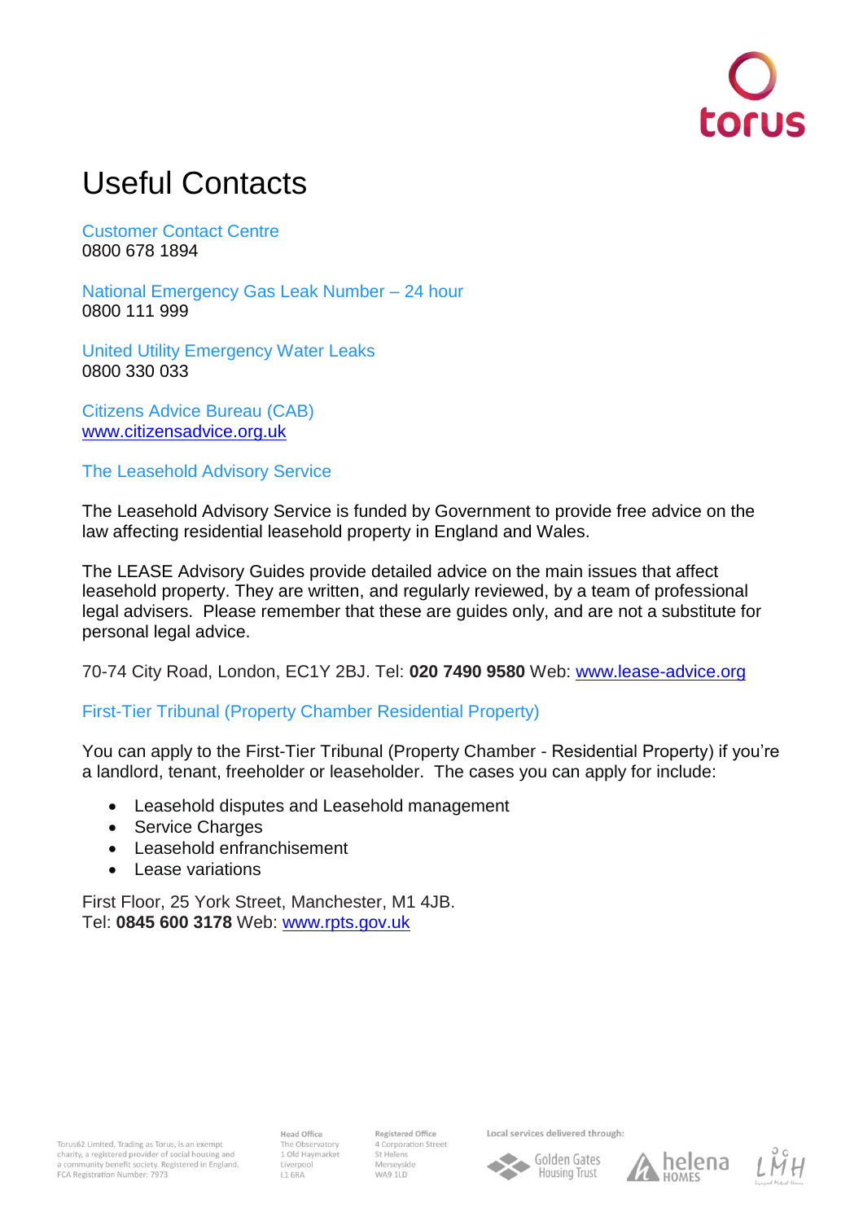# Useful Contacts

## Customer Contact Centre

0800 678 1894

## National Emergency Gas Leak Number – 24 hour

0800 111 999

## United Utility Emergency Water Leaks

0800 330 033

## Citizens Advice Bureau (CAB)

www.citizensadvice.org.uk

## The Leasehold Advisory Service

The Leasehold Advisory Service is funded by Government to provide free advice on the law affecting residential leasehold property in England and Wales.

The LEASE Advisory Guides provide detailed advice on the main issues that affect leasehold property. They are written, and regularly reviewed, by a team of professional legal advisers. Please remember that these are guides only, and are not a substitute for personal legal advice.

70-74 City Road, London, EC1Y 2BJ. Tel: **020 7490 9580** Web: www.lease-advice.org

## First-Tier Tribunal (Property Chamber Residential Property)

You can apply to the First-Tier Tribunal (Property Chamber - Residential Property) if you're a landlord, tenant, freeholder or leaseholder. The cases you can apply for include:

- Leasehold disputes and Leasehold management
- Service Charges
- Leasehold enfranchisement
- Lease variations

First Floor, 25 York Street, Manchester, M1 4JB.
Tel: **0845 600 3178** Web: www.rpts.gov.uk

Torus62 Limited, Trading as Torus, is an exempt charity, a registered provider of social housing and a community benefit society. Registered in England. FCA Registration Number: 7973

**Head Office**
The Observatory
1 Old Haymarket
Liverpool
L1 6RA

**Registered Office**
4 Corporation Street
St Helens
Merseyside
WA9 1LD

Local services delivered through: Golden Gates Housing Trust, helena HOMES, LMH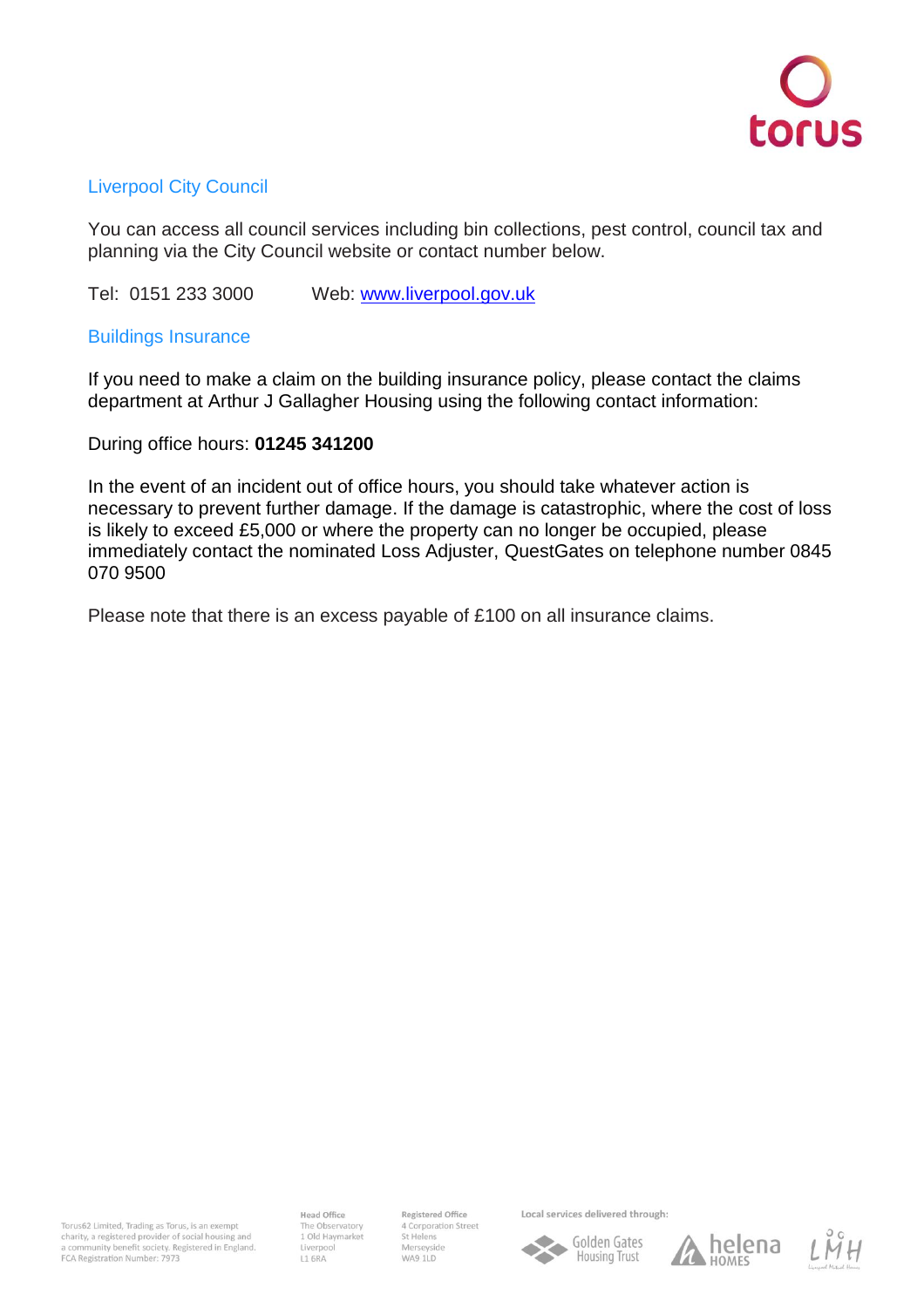## Liverpool City Council

You can access all council services including bin collections, pest control, council tax and planning via the City Council website or contact number below.

Tel: 0151 233 3000 Web: [www.liverpool.gov.uk](http://www.liverpool.gov.uk)

## Buildings Insurance

If you need to make a claim on the building insurance policy, please contact the claims department at Arthur J Gallagher Housing using the following contact information:

During office hours: **01245 341200**

In the event of an incident out of office hours, you should take whatever action is necessary to prevent further damage. If the damage is catastrophic, where the cost of loss is likely to exceed £5,000 or where the property can no longer be occupied, please immediately contact the nominated Loss Adjuster, QuestGates on telephone number 0845 070 9500

Please note that there is an excess payable of £100 on all insurance claims.